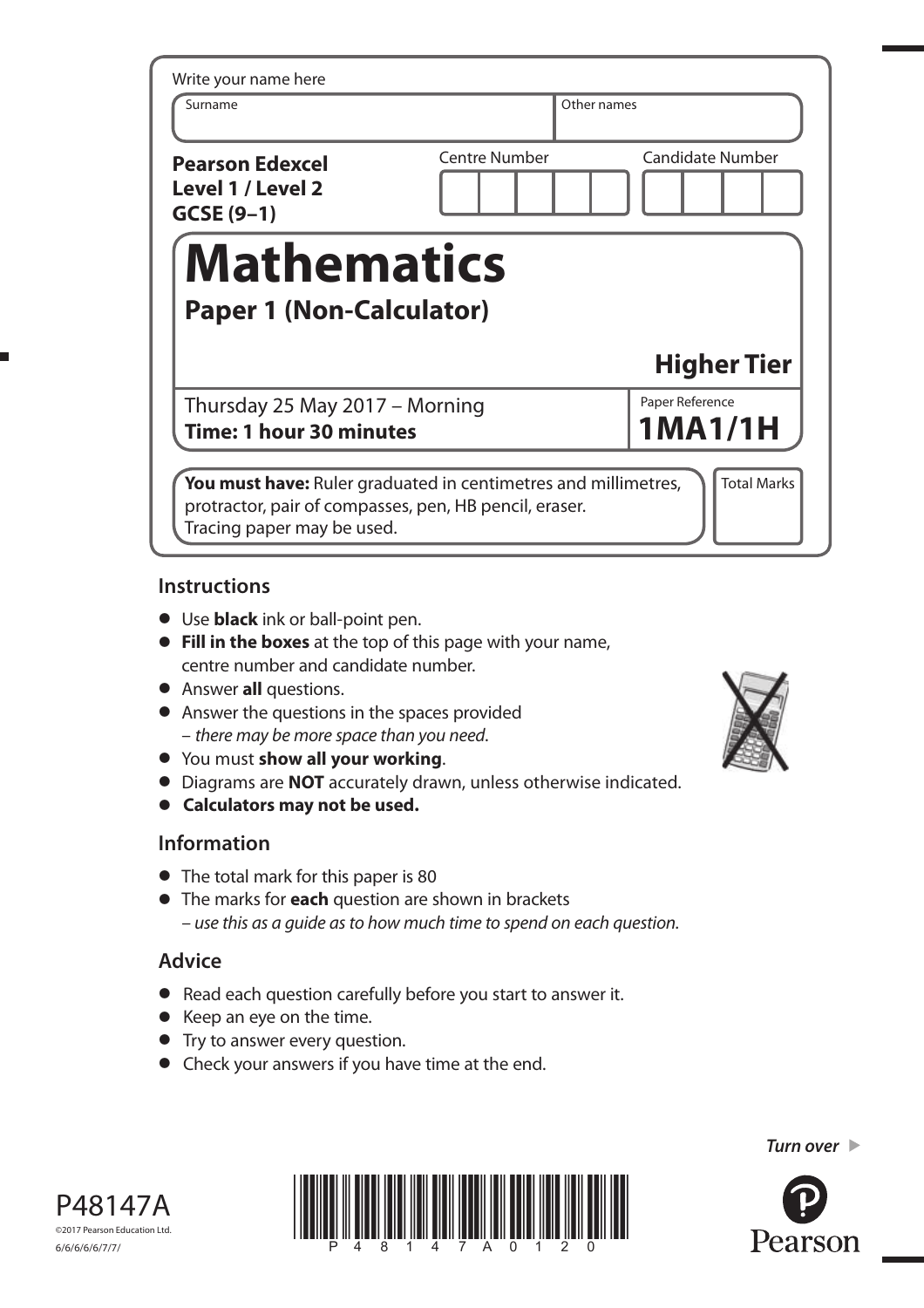Write your name here

| Surname | Other names |
| --- | --- |
| | |

**Pearson Edexcel Level 1 / Level 2 GCSE (9–1)**

Centre Number

Candidate Number

# Mathematics

## Paper 1 (Non-Calculator)

## Higher Tier

Thursday 25 May 2017 – Morning

**Time: 1 hour 30 minutes**

Paper Reference

**1MA1/1H**

**You must have:** Ruler graduated in centimetres and millimetres, protractor, pair of compasses, pen, HB pencil, eraser. Tracing paper may be used.

Total Marks

## Instructions

- Use **black** ink or ball-point pen.
- **Fill in the boxes** at the top of this page with your name, centre number and candidate number.
- Answer **all** questions.
- Answer the questions in the spaces provided
  – *there may be more space than you need.*
- You must **show all your working**.
- Diagrams are **NOT** accurately drawn, unless otherwise indicated.
- **Calculators may not be used.**

## Information

- The total mark for this paper is 80
- The marks for **each** question are shown in brackets
  – *use this as a guide as to how much time to spend on each question.*

## Advice

- Read each question carefully before you start to answer it.
- Keep an eye on the time.
- Try to answer every question.
- Check your answers if you have time at the end.

*Turn over* ▶

P48147A

©2017 Pearson Education Ltd.

6/6/6/6/6/7/7/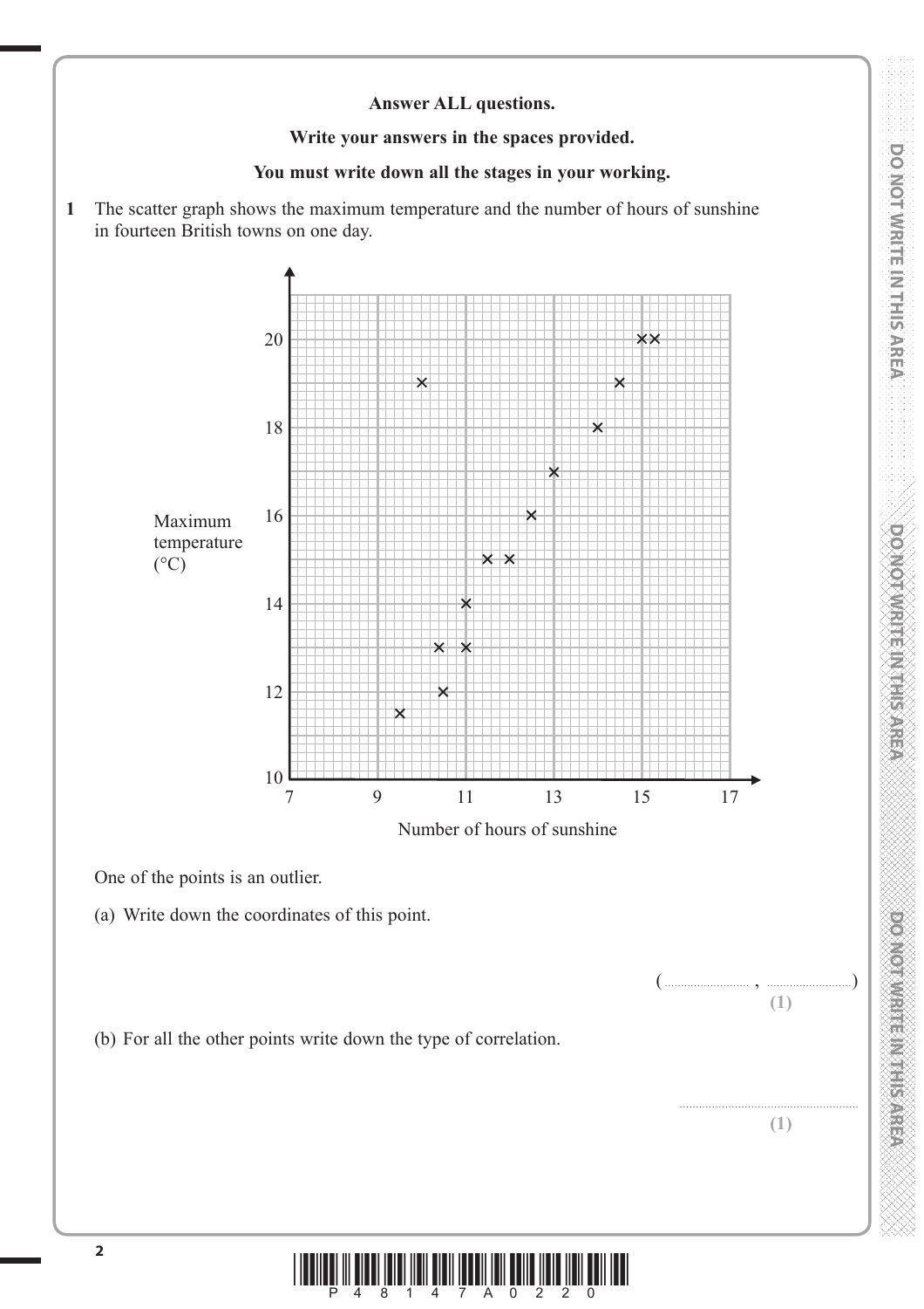**Answer ALL questions.**

**Write your answers in the spaces provided.**

**You must write down all the stages in your working.**

**1** The scatter graph shows the maximum temperature and the number of hours of sunshine in fourteen British towns on one day.

Maximum temperature (°C)

10
12
14
16
18
20

7
9
11
13
15
17

Number of hours of sunshine

One of the points is an outlier.

(a) Write down the coordinates of this point.

(.................... , ....................)

**(1)**

(b) For all the other points write down the type of correlation.

..............................................

**(1)**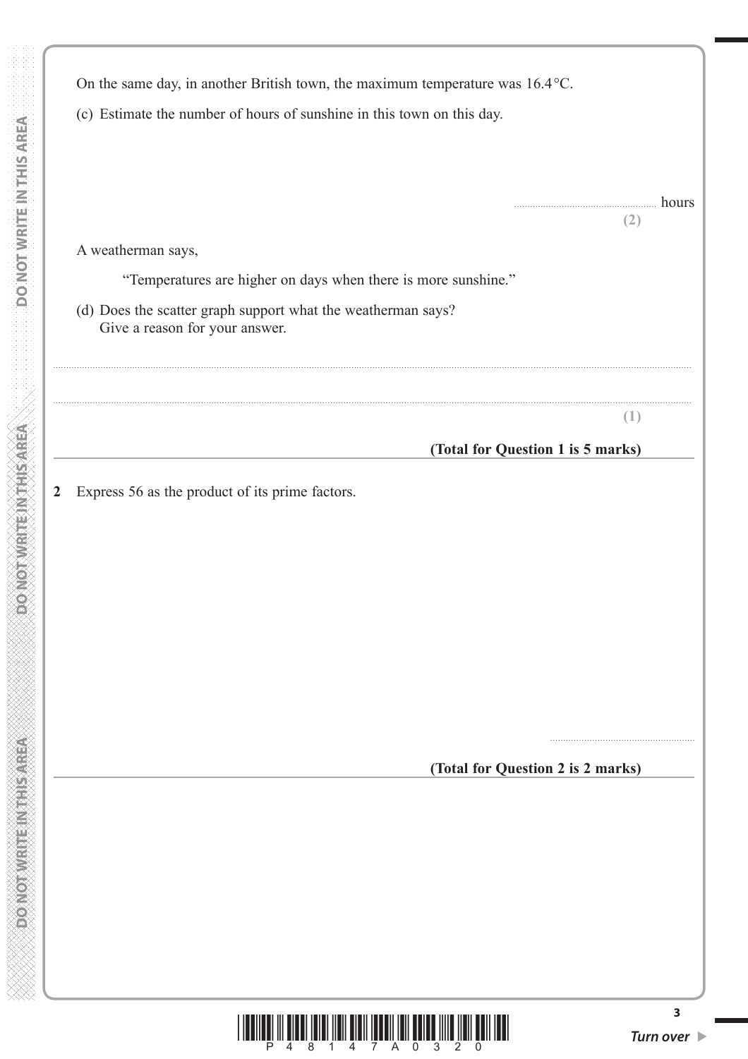On the same day, in another British town, the maximum temperature was 16.4°C.

(c) Estimate the number of hours of sunshine in this town on this day.

.................................................. hours

**(2)**

A weatherman says,

"Temperatures are higher on days when there is more sunshine."

(d) Does the scatter graph support what the weatherman says?
Give a reason for your answer.

..........................................................................................................................................................

..........................................................................................................................................................

**(1)**

**(Total for Question 1 is 5 marks)**

---

**2** Express 56 as the product of its prime factors.

..................................................

**(Total for Question 2 is 2 marks)**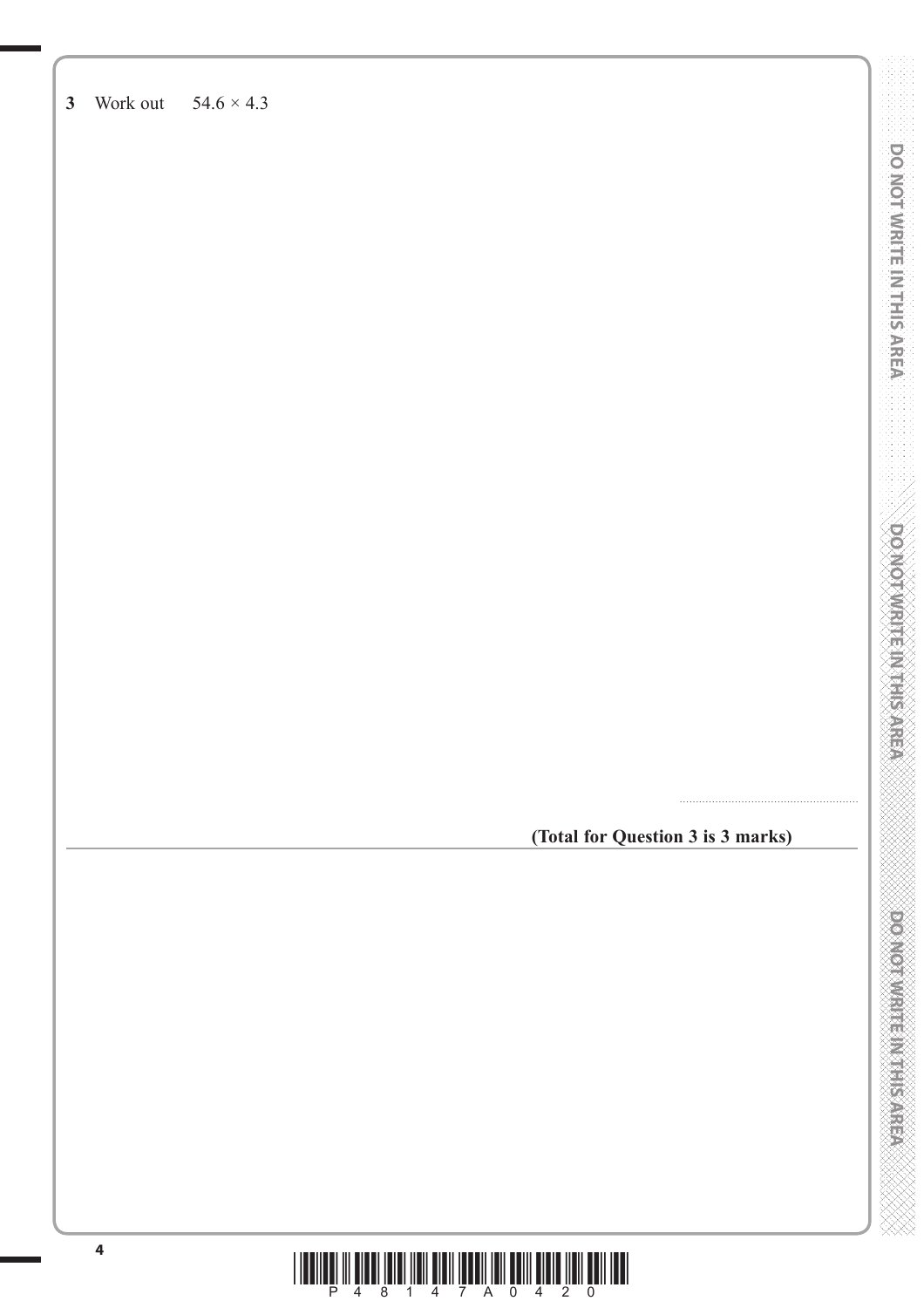**3** Work out $54.6 \times 4.3$

..........................................................

**(Total for Question 3 is 3 marks)**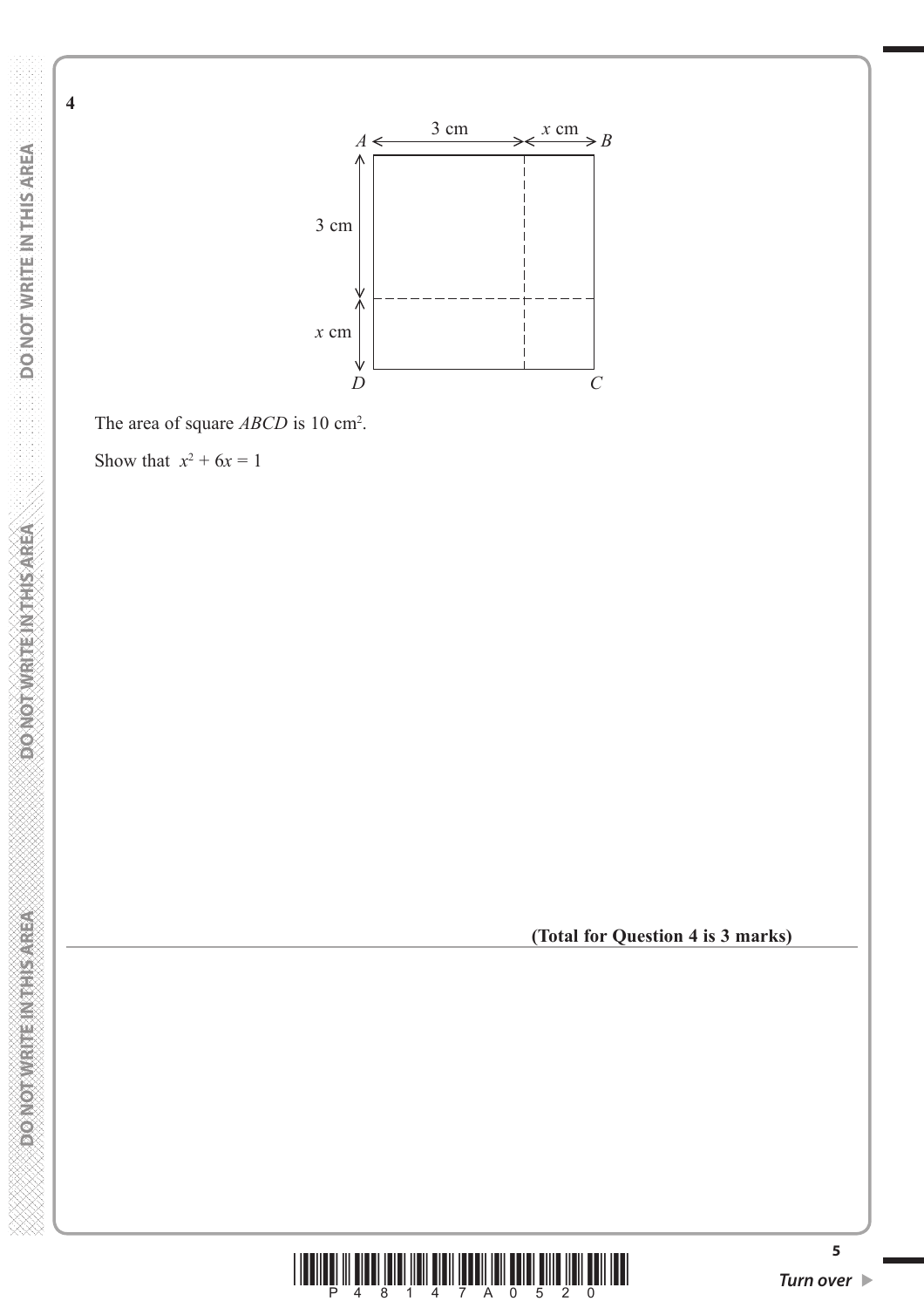**4**

A 3 cm x cm B

3 cm

x cm

D C

The area of square *ABCD* is 10 cm$^2$.

Show that $x^2 + 6x = 1$

**(Total for Question 4 is 3 marks)**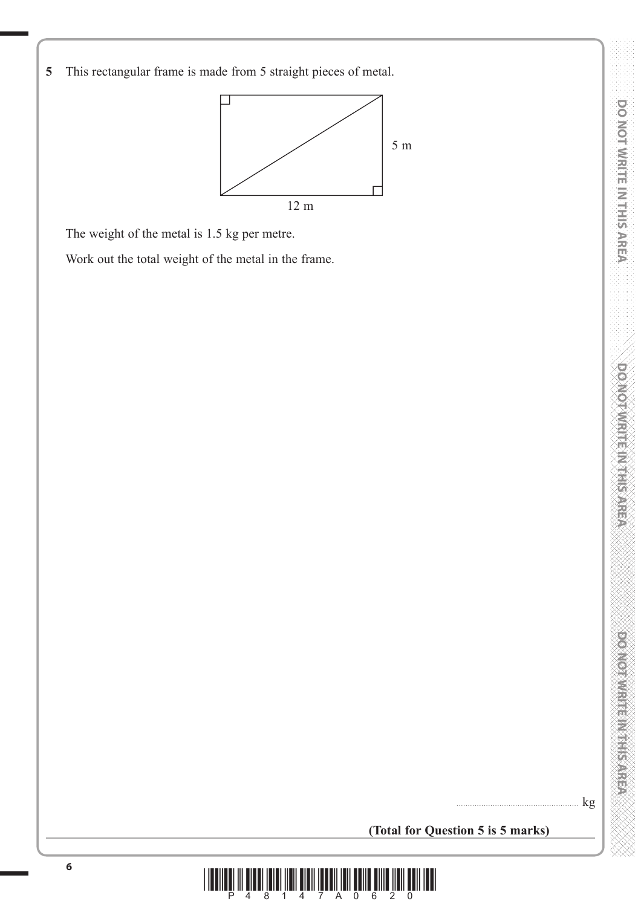**5** This rectangular frame is made from 5 straight pieces of metal.

5 m

12 m

The weight of the metal is 1.5 kg per metre.

Work out the total weight of the metal in the frame.

.......................................................... kg

**(Total for Question 5 is 5 marks)**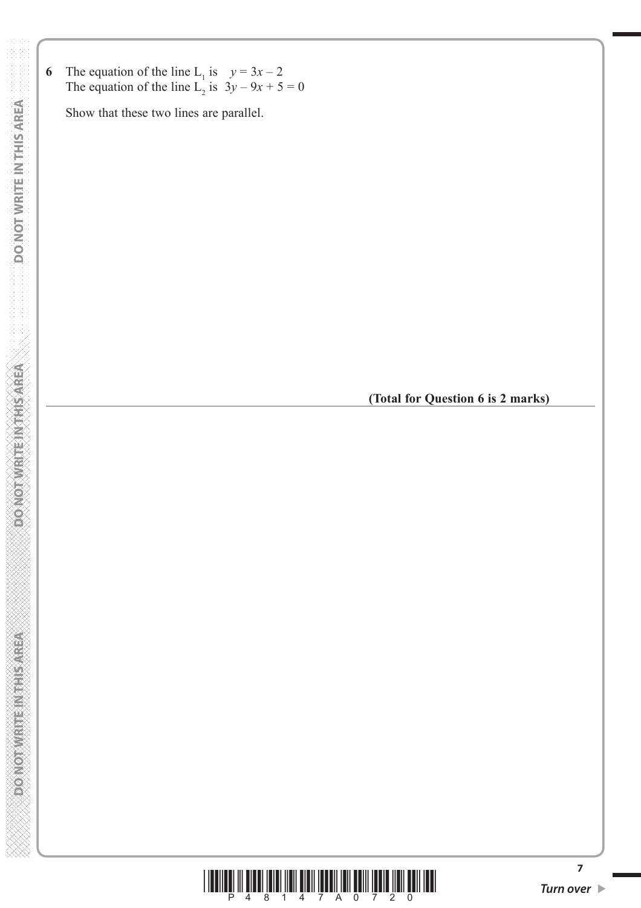**6** The equation of the line $L_1$ is $y = 3x - 2$
The equation of the line $L_2$ is $3y - 9x + 5 = 0$

Show that these two lines are parallel.

**(Total for Question 6 is 2 marks)**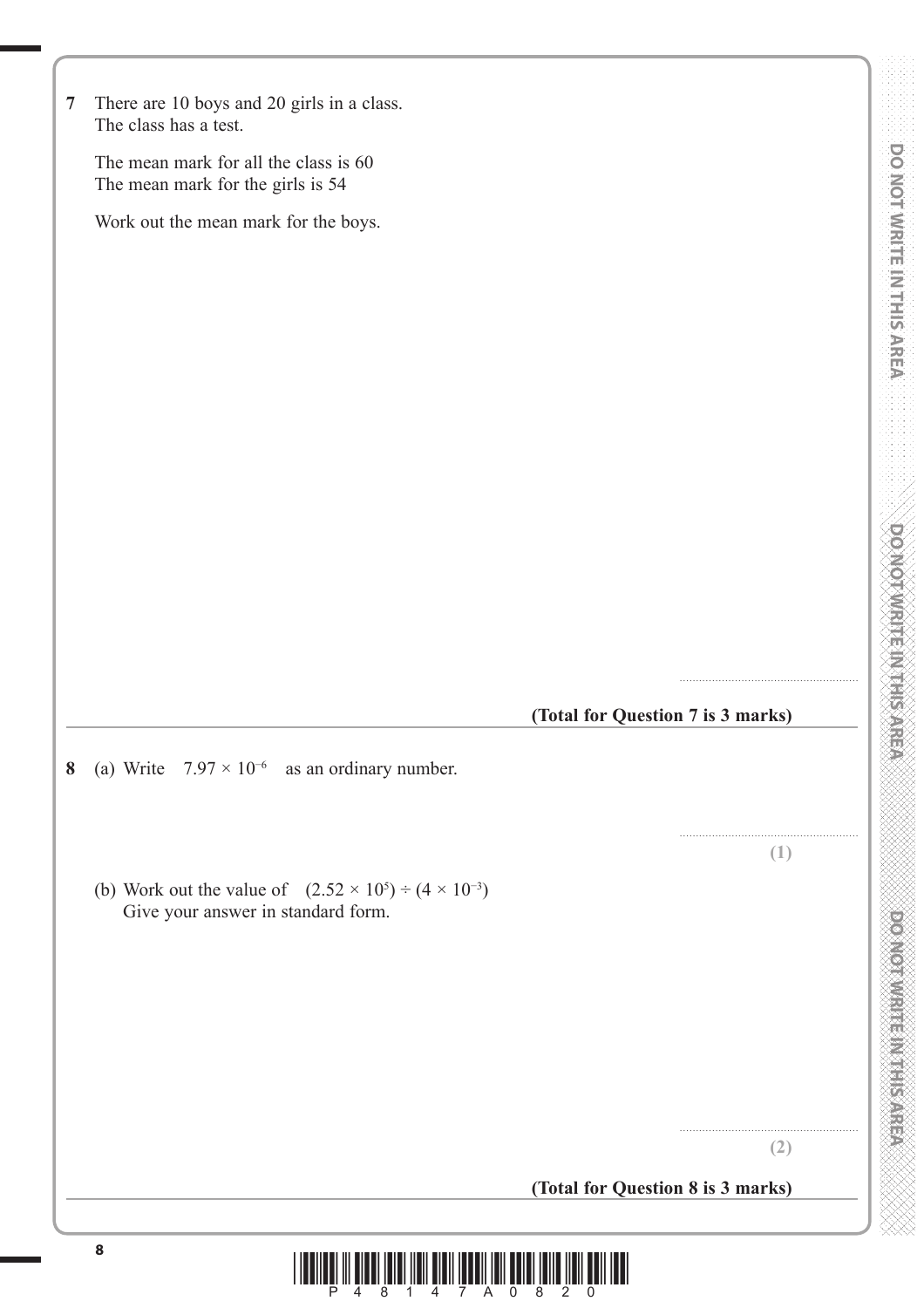**7** There are 10 boys and 20 girls in a class.
The class has a test.

The mean mark for all the class is 60
The mean mark for the girls is 54

Work out the mean mark for the boys.

.......................................................

**(Total for Question 7 is 3 marks)**

---

**8** (a) Write $7.97 \times 10^{-6}$ as an ordinary number.

.......................................................
**(1)**

(b) Work out the value of $(2.52 \times 10^{5}) \div (4 \times 10^{-3})$
Give your answer in standard form.

.......................................................
**(2)**

**(Total for Question 8 is 3 marks)**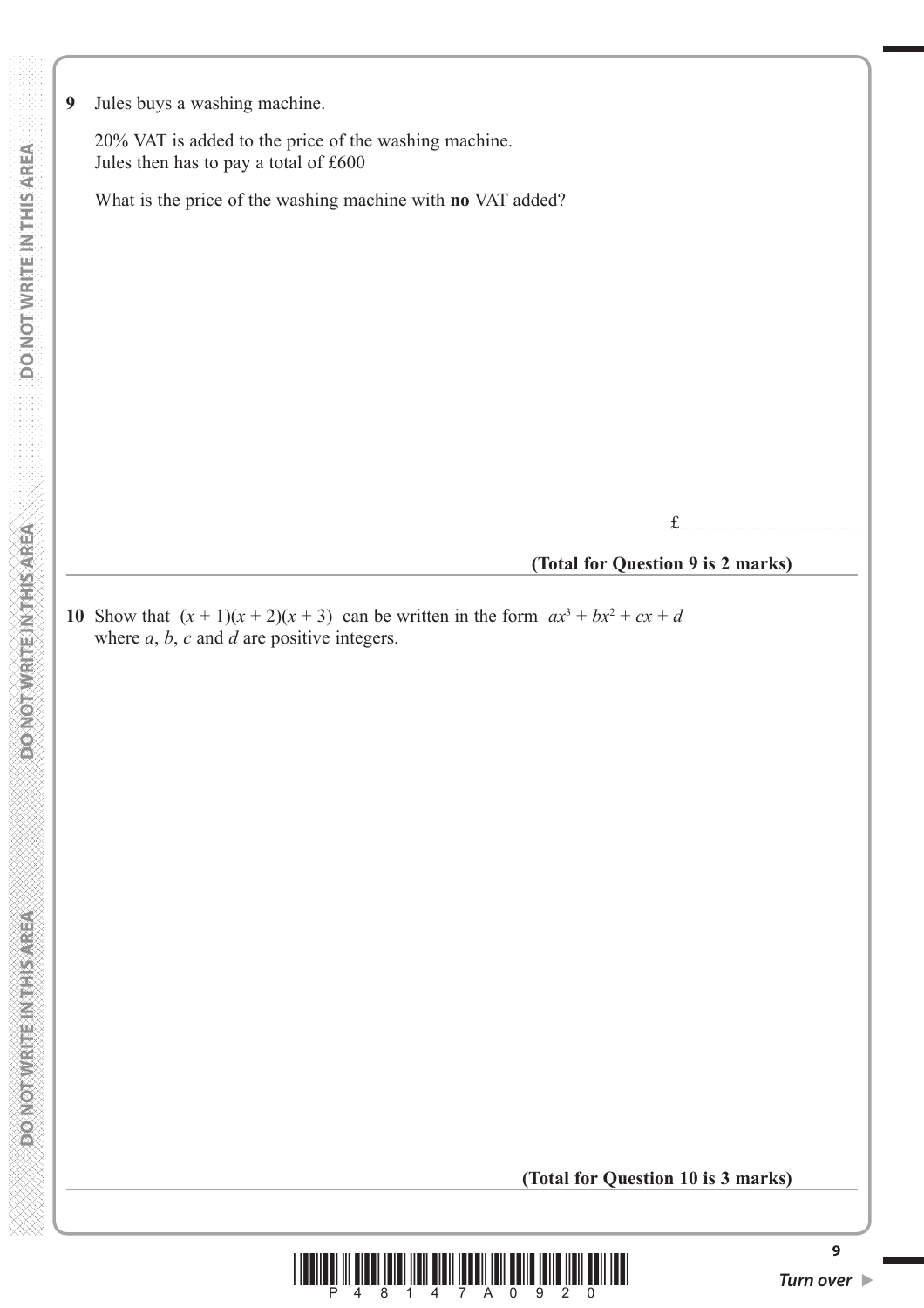**9** Jules buys a washing machine.

20% VAT is added to the price of the washing machine.
Jules then has to pay a total of £600

What is the price of the washing machine with **no** VAT added?

£.......................................................

**(Total for Question 9 is 2 marks)**

---

**10** Show that $(x + 1)(x + 2)(x + 3)$ can be written in the form $ax^3 + bx^2 + cx + d$ where $a$, $b$, $c$ and $d$ are positive integers.

**(Total for Question 10 is 3 marks)**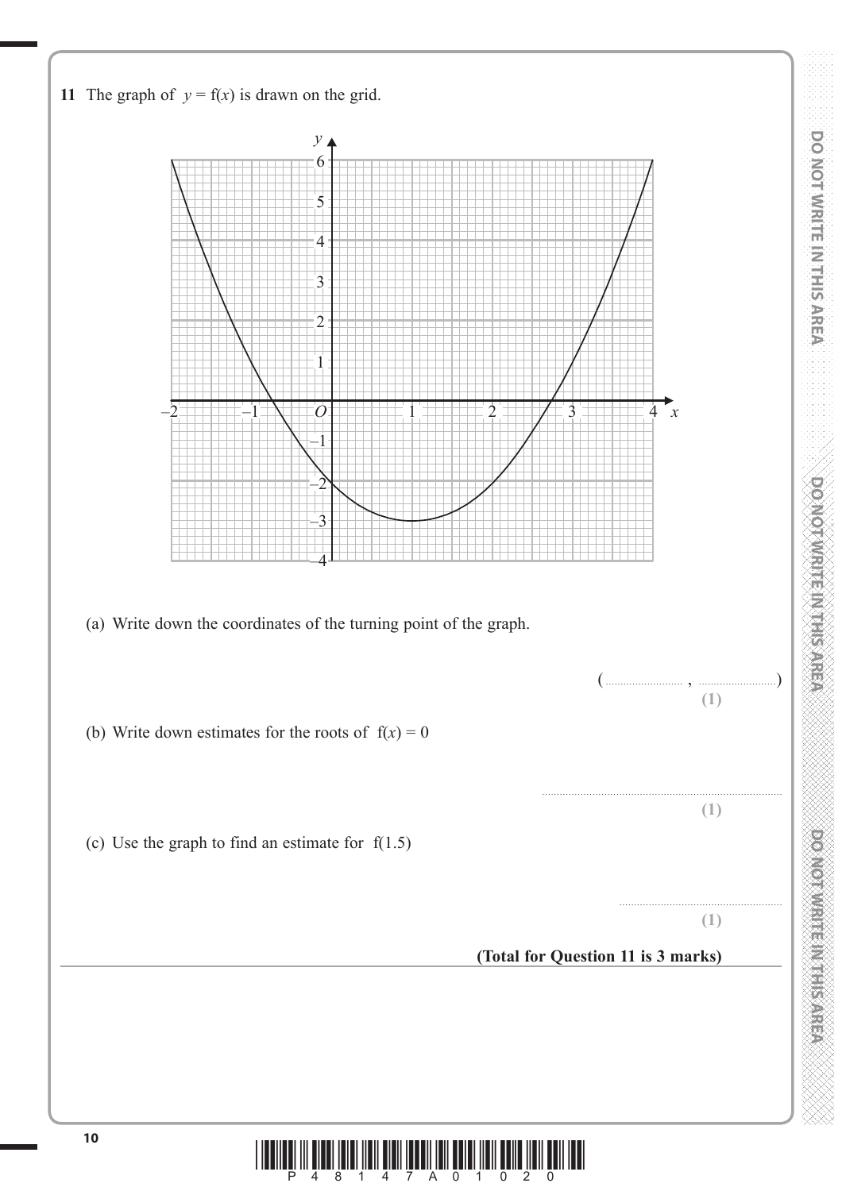**11** The graph of $y = f(x)$ is drawn on the grid.

$y$

6

5

4

3

2

1

–2 –1 $O$ 1 2 3 4 $x$

–1

–2

–3

–4

(a) Write down the coordinates of the turning point of the graph.

(.................... , ....................)

**(1)**

(b) Write down estimates for the roots of $f(x) = 0$

..........................................................................

**(1)**

(c) Use the graph to find an estimate for $f(1.5)$

..................................................

**(1)**

**(Total for Question 11 is 3 marks)**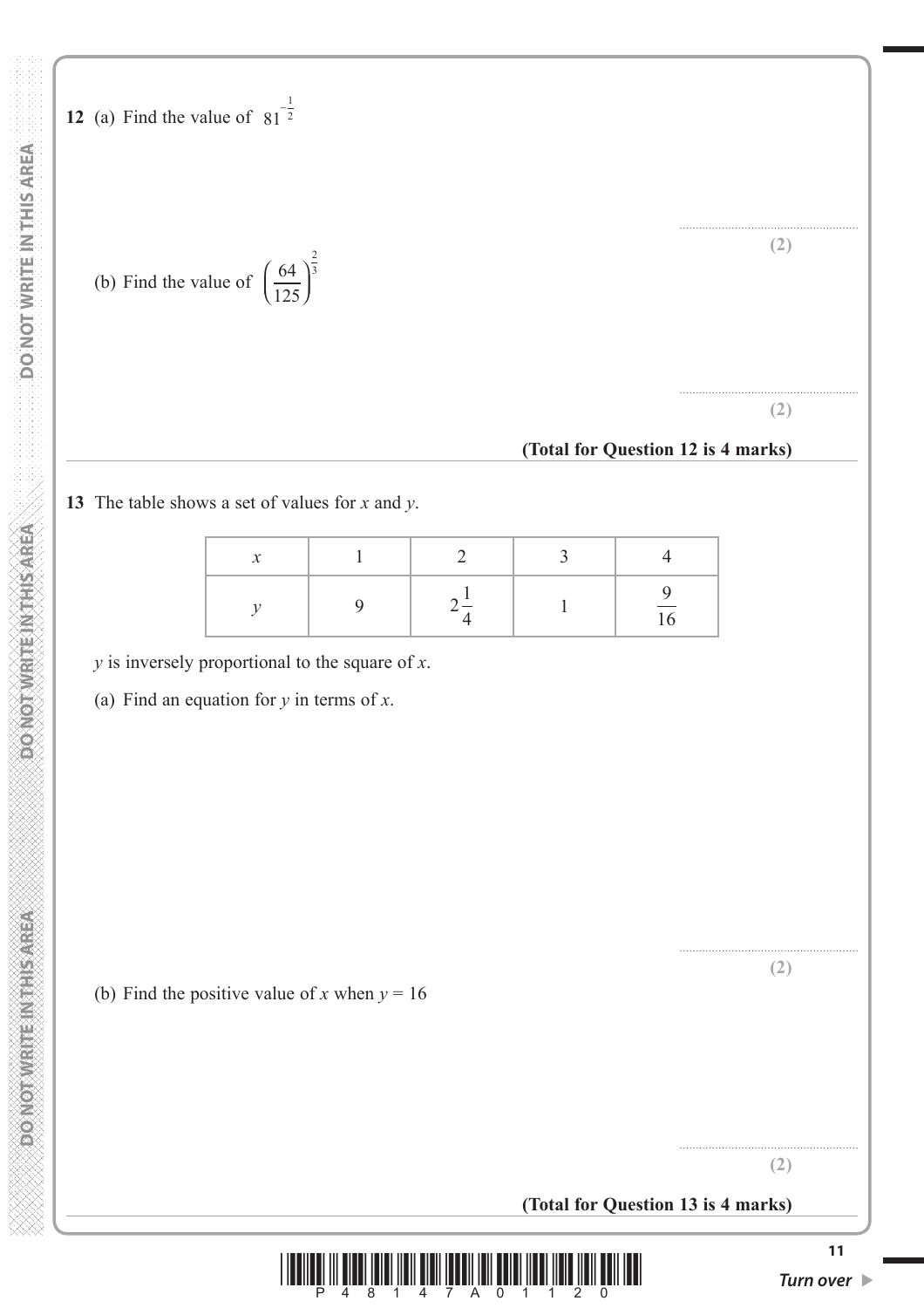**12** (a) Find the value of $81^{-\frac{1}{2}}$

..............................................................

**(2)**

(b) Find the value of $\left(\frac{64}{125}\right)^{\frac{2}{3}}$

..............................................................

**(2)**

**(Total for Question 12 is 4 marks)**

---

**13** The table shows a set of values for $x$ and $y$.

| $x$ | 1 | 2 | 3 | 4 |
|---|---|---|---|---|
| $y$ | 9 | $2\frac{1}{4}$ | 1 | $\frac{9}{16}$ |

$y$ is inversely proportional to the square of $x$.

(a) Find an equation for $y$ in terms of $x$.

..............................................................

**(2)**

(b) Find the positive value of $x$ when $y = 16$

..............................................................

**(2)**

**(Total for Question 13 is 4 marks)**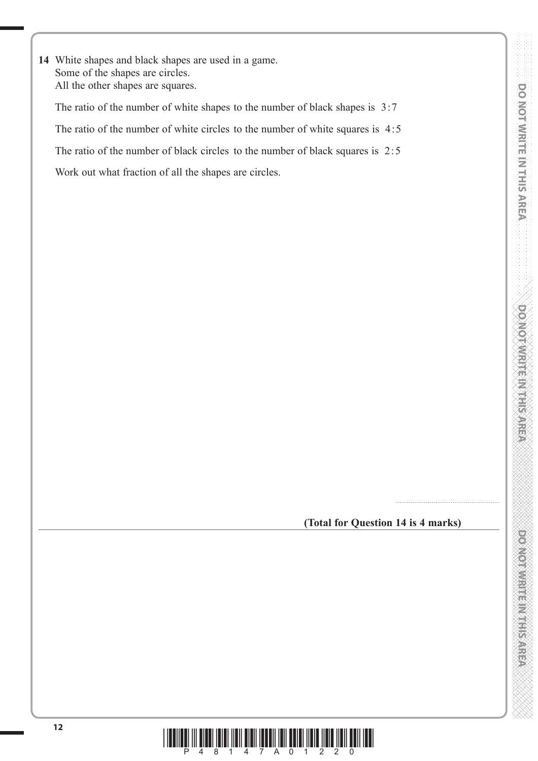**14** White shapes and black shapes are used in a game.
Some of the shapes are circles.
All the other shapes are squares.

The ratio of the number of white shapes to the number of black shapes is 3 : 7

The ratio of the number of white circles to the number of white squares is 4 : 5

The ratio of the number of black circles to the number of black squares is 2 : 5

Work out what fraction of all the shapes are circles.

.......................................................

**(Total for Question 14 is 4 marks)**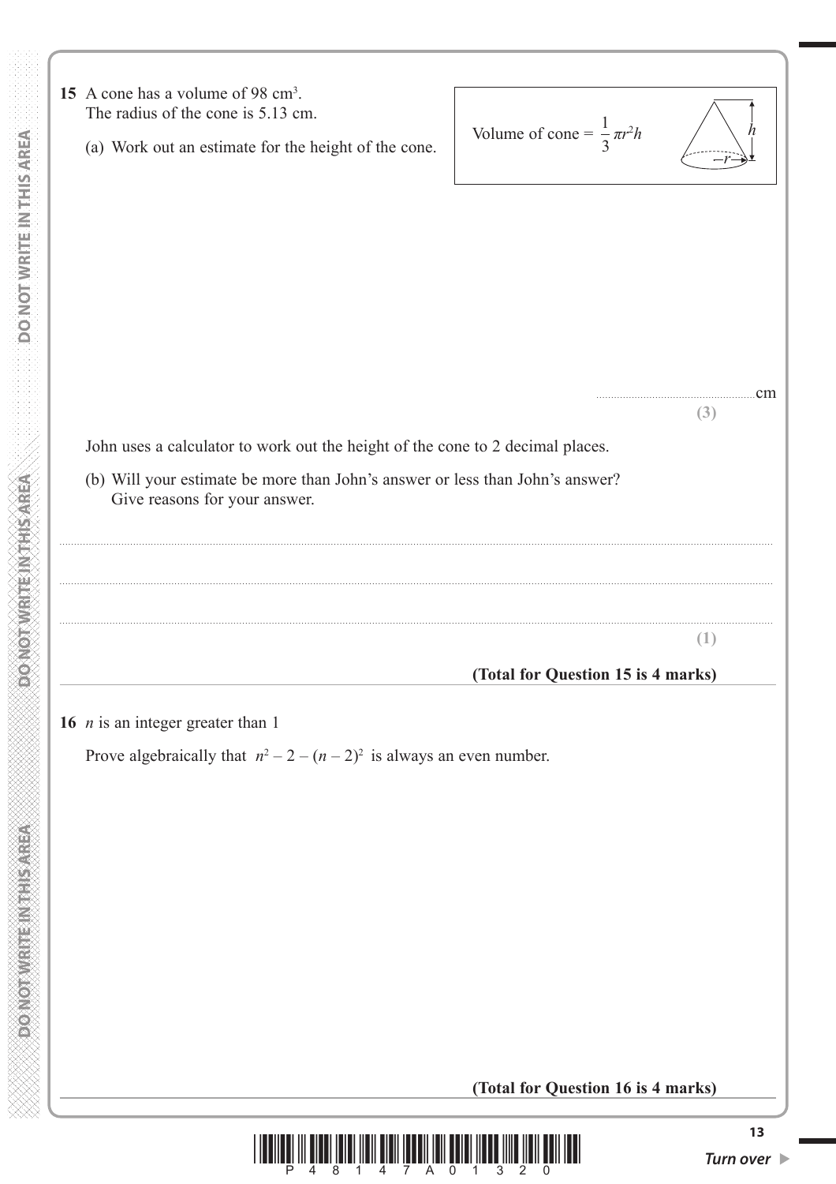**15** A cone has a volume of 98 cm$^3$.
The radius of the cone is 5.13 cm.

Volume of cone = $\frac{1}{3}\pi r^2 h$

h

r

(a) Work out an estimate for the height of the cone.

.................................................. cm

**(3)**

John uses a calculator to work out the height of the cone to 2 decimal places.

(b) Will your estimate be more than John's answer or less than John's answer?
Give reasons for your answer.

..............................................................................................................................................................................................................

..............................................................................................................................................................................................................

..............................................................................................................................................................................................................

**(1)**

**(Total for Question 15 is 4 marks)**

---

**16** $n$ is an integer greater than 1

Prove algebraically that $n^2 - 2 - (n - 2)^2$ is always an even number.

**(Total for Question 16 is 4 marks)**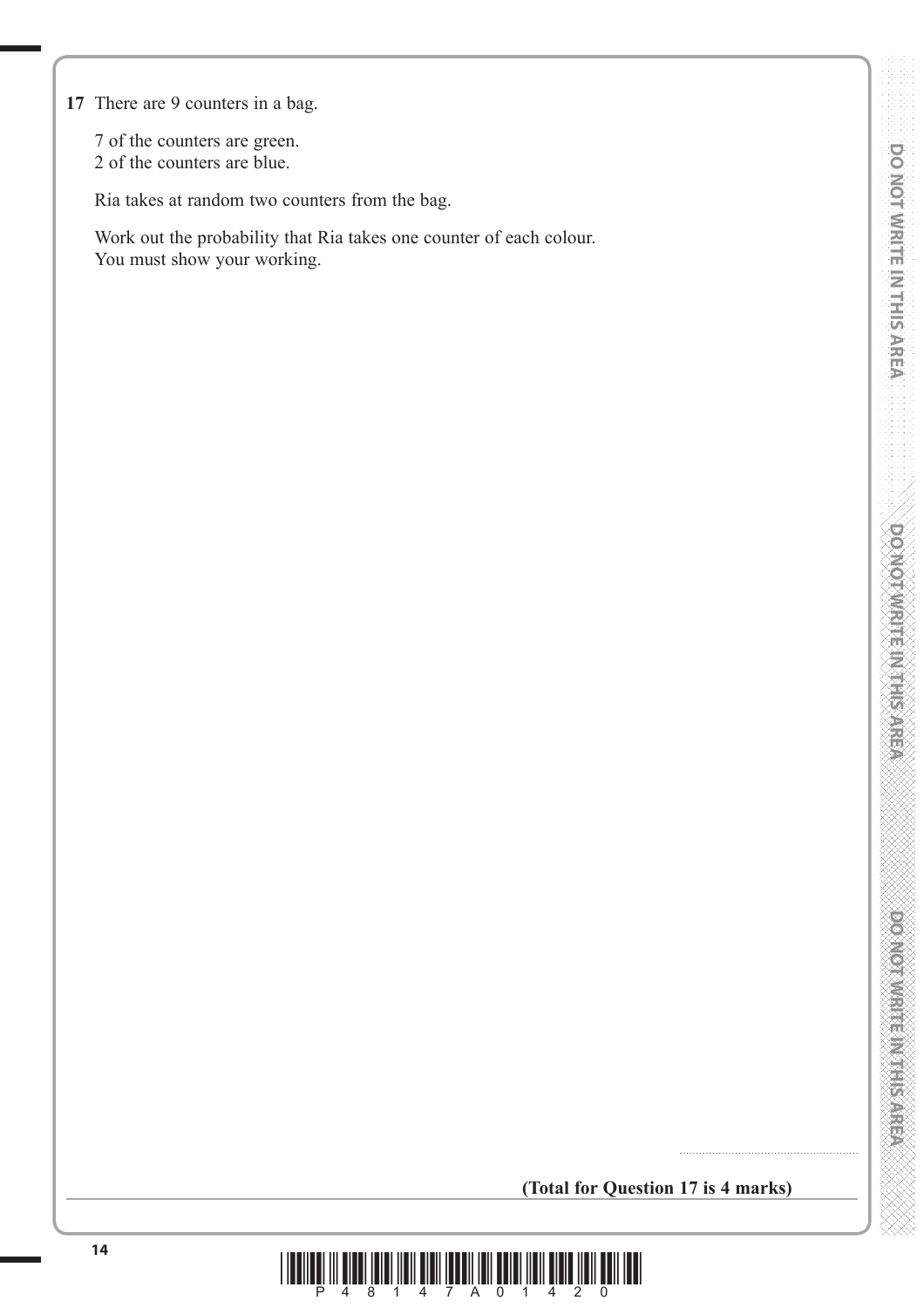**17** There are 9 counters in a bag.

7 of the counters are green.
2 of the counters are blue.

Ria takes at random two counters from the bag.

Work out the probability that Ria takes one counter of each colour.
You must show your working.

.......................................................

**(Total for Question 17 is 4 marks)**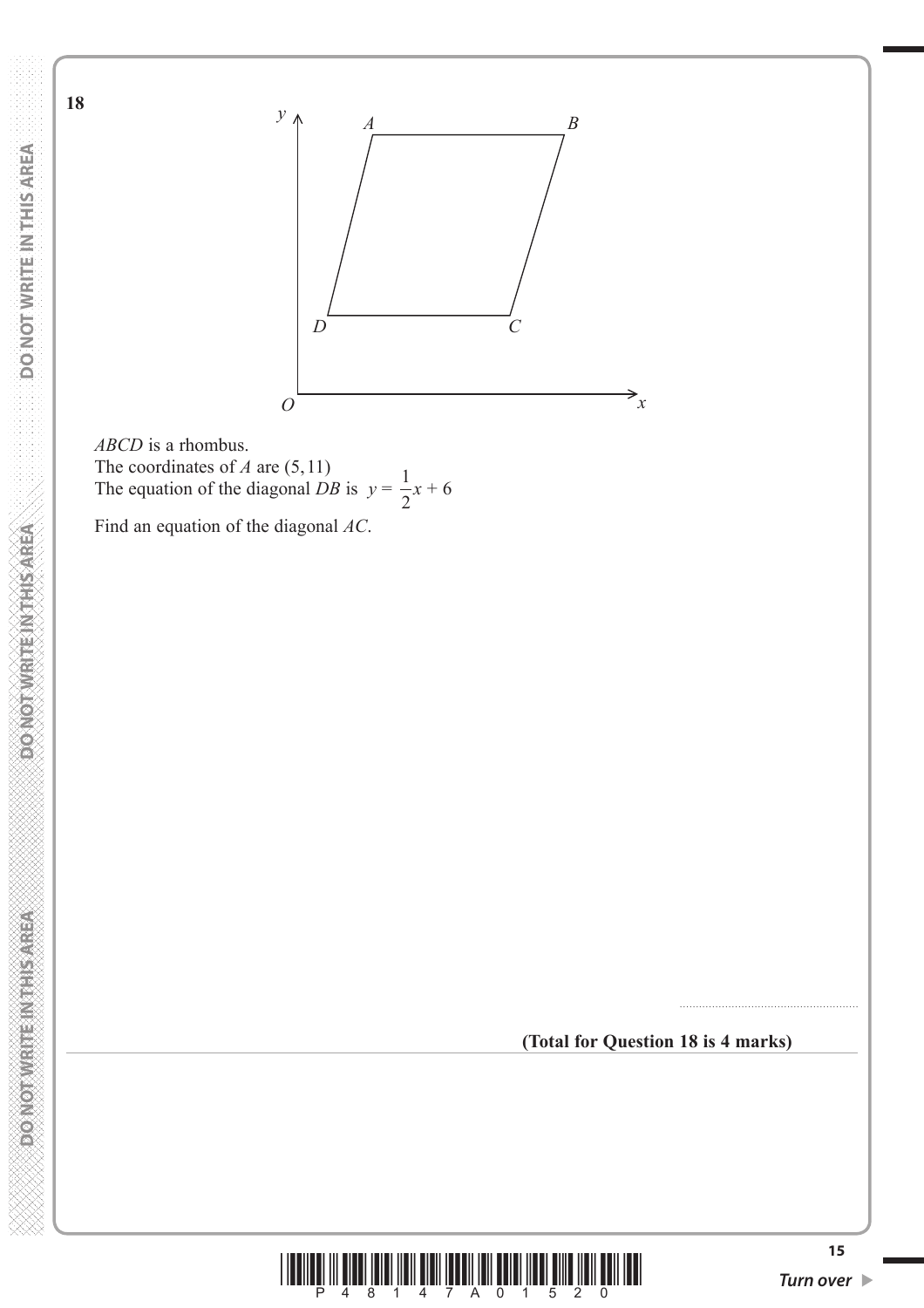**18**

*ABCD* is a rhombus.

The coordinates of *A* are $(5, 11)$

The equation of the diagonal *DB* is $y = \frac{1}{2}x + 6$

Find an equation of the diagonal *AC*.

.......................................................

**(Total for Question 18 is 4 marks)**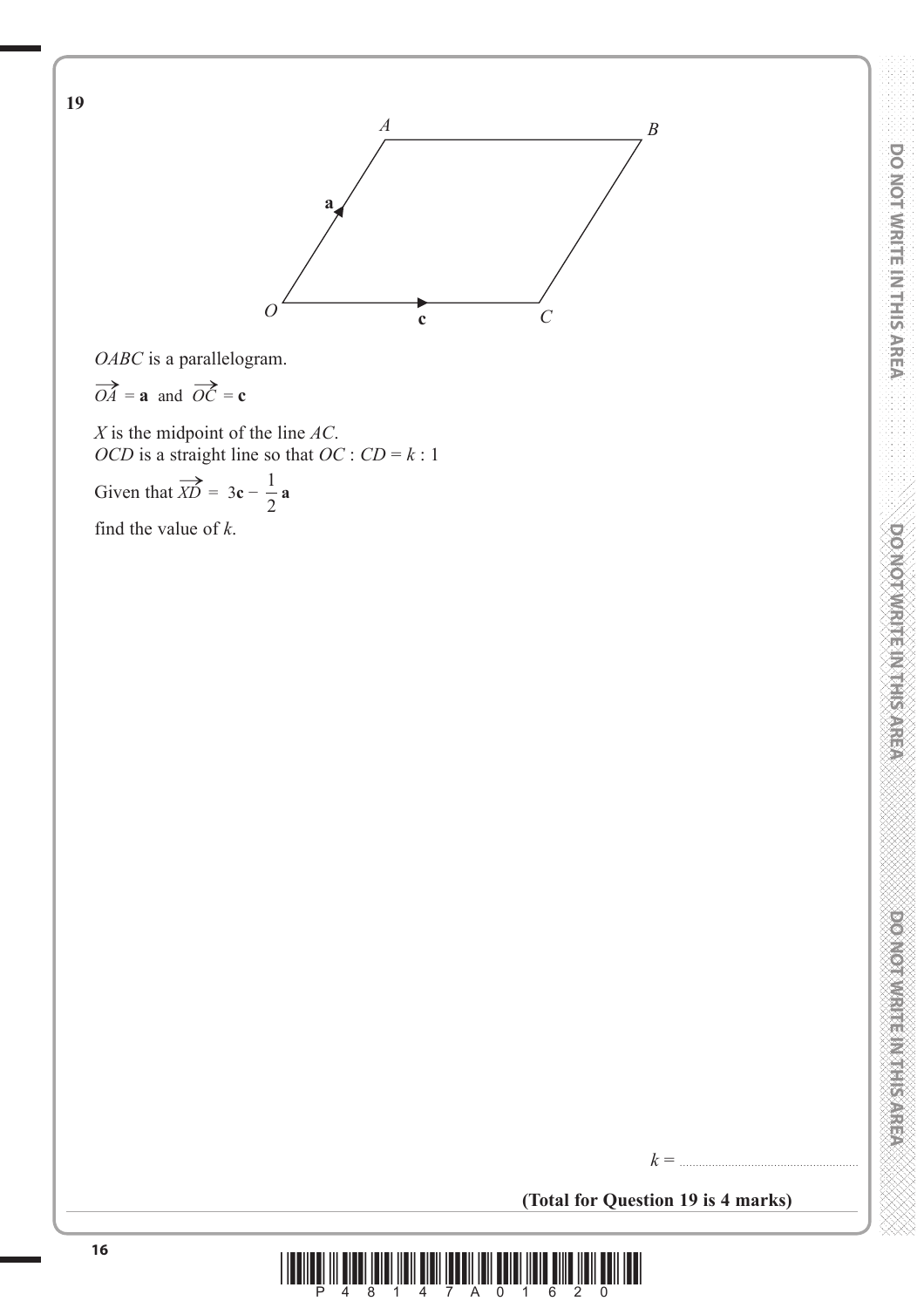**19**

A B

a

O c C

*OABC* is a parallelogram.

$\overrightarrow{OA} = \mathbf{a}$ and $\overrightarrow{OC} = \mathbf{c}$

*X* is the midpoint of the line *AC*.
*OCD* is a straight line so that *OC* : *CD* = *k* : 1

Given that $\overrightarrow{XD} = 3\mathbf{c} - \frac{1}{2}\mathbf{a}$

find the value of *k*.

$k =$ ......................................................

**(Total for Question 19 is 4 marks)**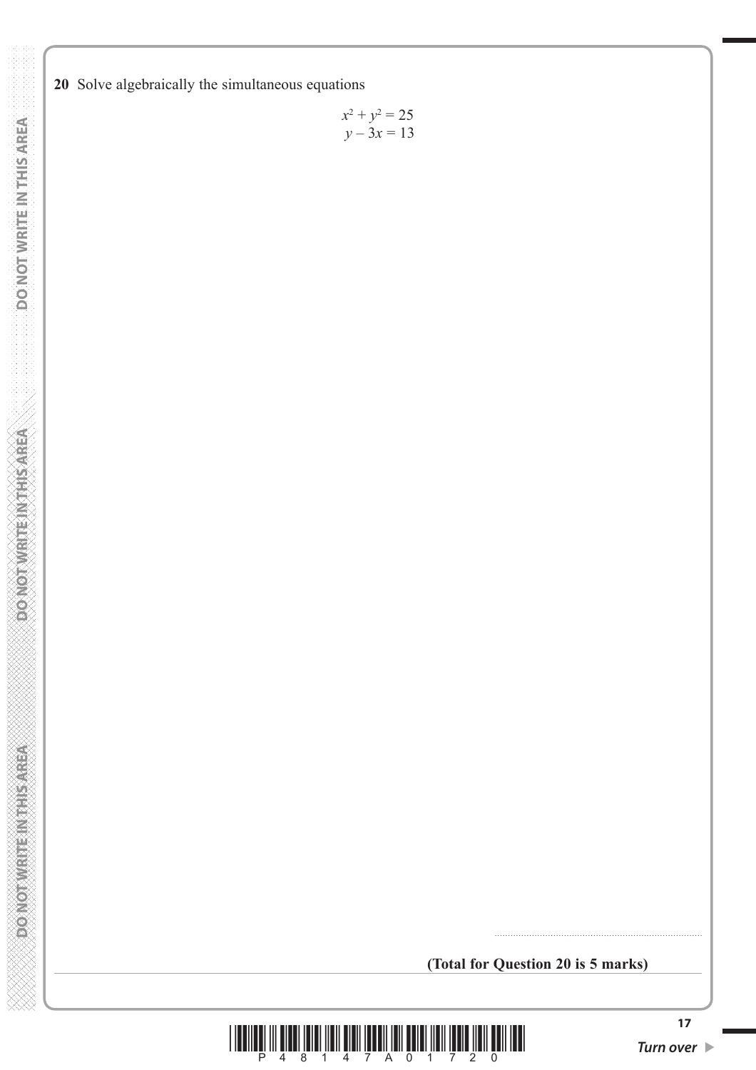**20** Solve algebraically the simultaneous equations

$$x^2 + y^2 = 25$$
$$y - 3x = 13$$

..........................................................................

**(Total for Question 20 is 5 marks)**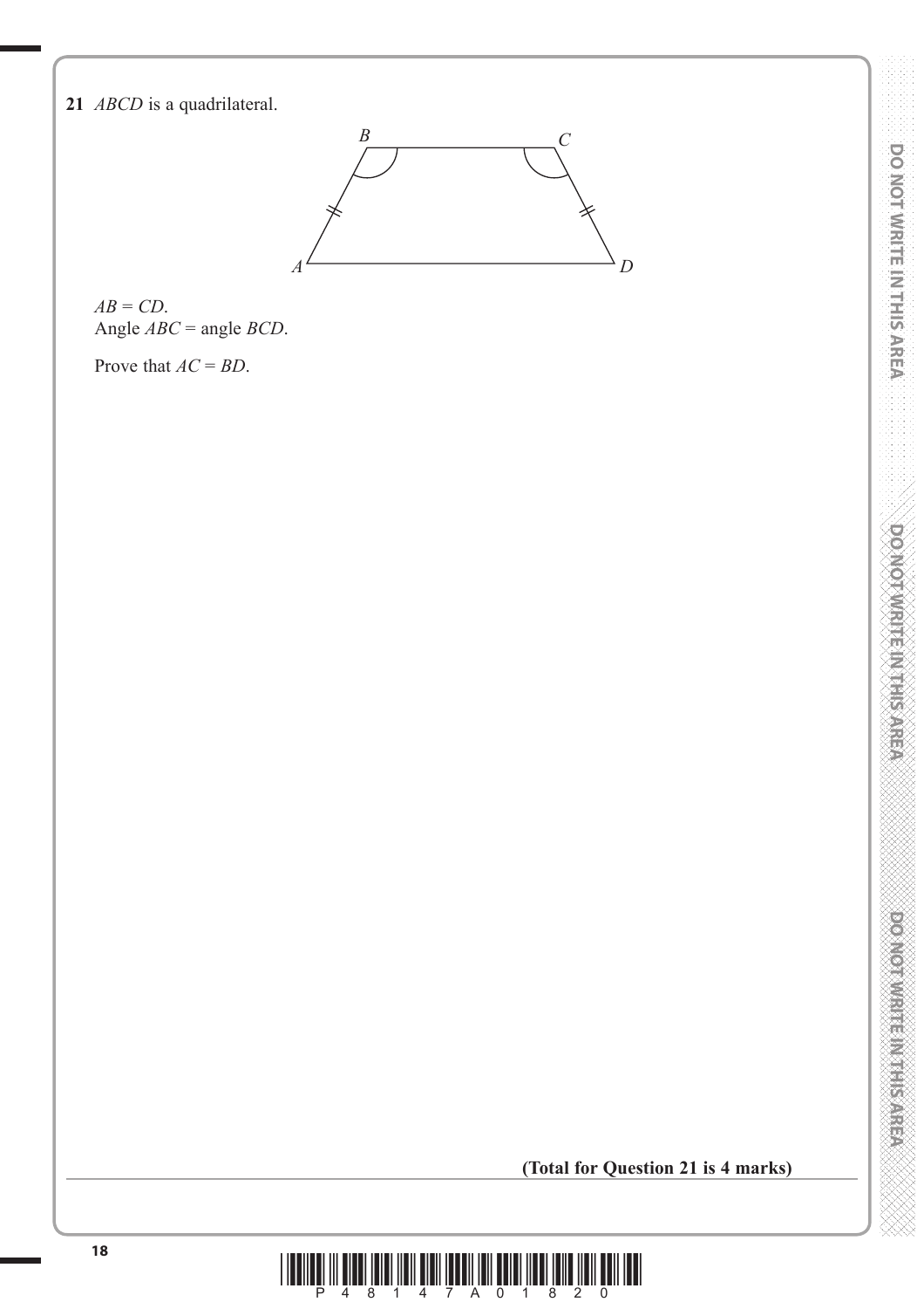**21** *ABCD* is a quadrilateral.

$AB = CD$.
Angle $ABC$ = angle $BCD$.

Prove that $AC = BD$.

**(Total for Question 21 is 4 marks)**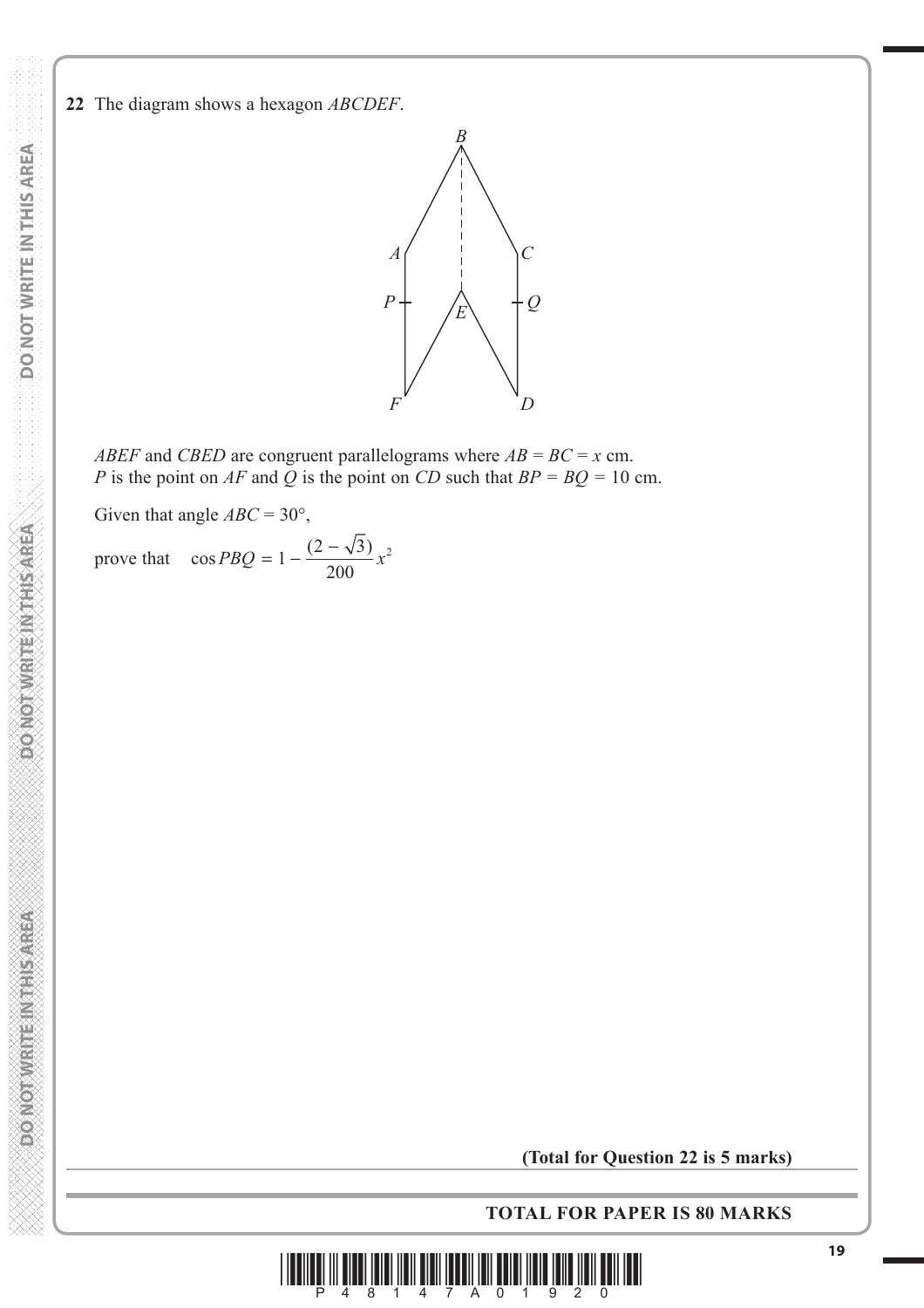**22** The diagram shows a hexagon $ABCDEF$.

B

A C

P E Q

F D

$ABEF$ and $CBED$ are congruent parallelograms where $AB = BC = x$ cm.
$P$ is the point on $AF$ and $Q$ is the point on $CD$ such that $BP = BQ = 10$ cm.

Given that angle $ABC = 30°$,

prove that $\quad \cos PBQ = 1 - \dfrac{(2 - \sqrt{3})}{200}x^2$

**(Total for Question 22 is 5 marks)**

**TOTAL FOR PAPER IS 80 MARKS**